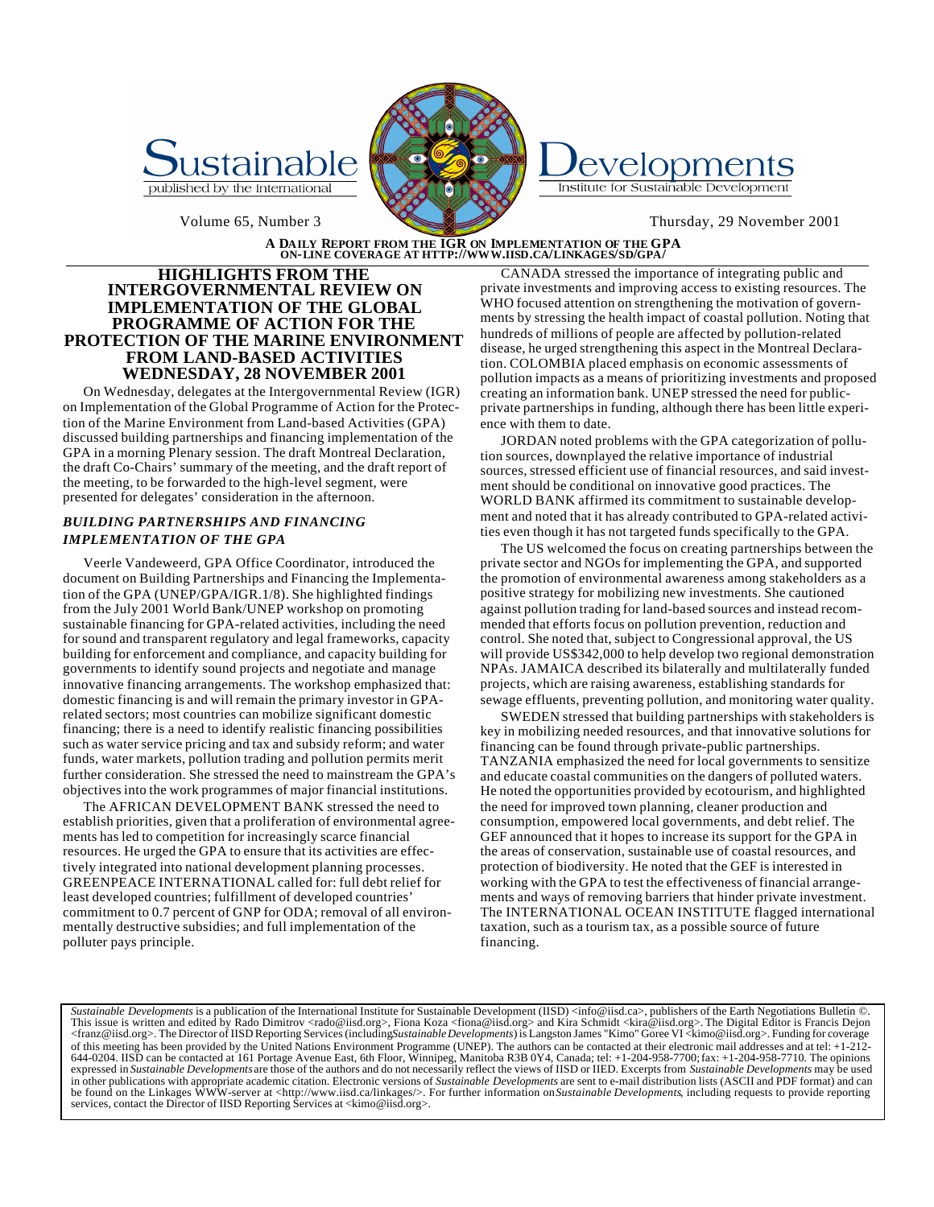# Sustainable Developments

published by the International Institute for Sustainable Development

Volume 65, Number 3 — Thursday, 29 November 2001

**A DAILY REPORT FROM THE IGR ON IMPLEMENTATION OF THE GPA**
**ON-LINE COVERAGE AT HTTP://WWW.IISD.CA/LINKAGES/SD/GPA/**

## HIGHLIGHTS FROM THE INTERGOVERNMENTAL REVIEW ON IMPLEMENTATION OF THE GLOBAL PROGRAMME OF ACTION FOR THE PROTECTION OF THE MARINE ENVIRONMENT FROM LAND-BASED ACTIVITIES WEDNESDAY, 28 NOVEMBER 2001

On Wednesday, delegates at the Intergovernmental Review (IGR) on Implementation of the Global Programme of Action for the Protection of the Marine Environment from Land-based Activities (GPA) discussed building partnerships and financing implementation of the GPA in a morning Plenary session. The draft Montreal Declaration, the draft Co-Chairs' summary of the meeting, and the draft report of the meeting, to be forwarded to the high-level segment, were presented for delegates' consideration in the afternoon.

### *BUILDING PARTNERSHIPS AND FINANCING IMPLEMENTATION OF THE GPA*

Veerle Vandeweerd, GPA Office Coordinator, introduced the document on Building Partnerships and Financing the Implementation of the GPA (UNEP/GPA/IGR.1/8). She highlighted findings from the July 2001 World Bank/UNEP workshop on promoting sustainable financing for GPA-related activities, including the need for sound and transparent regulatory and legal frameworks, capacity building for enforcement and compliance, and capacity building for governments to identify sound projects and negotiate and manage innovative financing arrangements. The workshop emphasized that: domestic financing is and will remain the primary investor in GPA-related sectors; most countries can mobilize significant domestic financing; there is a need to identify realistic financing possibilities such as water service pricing and tax and subsidy reform; and water funds, water markets, pollution trading and pollution permits merit further consideration. She stressed the need to mainstream the GPA's objectives into the work programmes of major financial institutions.

The AFRICAN DEVELOPMENT BANK stressed the need to establish priorities, given that a proliferation of environmental agreements has led to competition for increasingly scarce financial resources. He urged the GPA to ensure that its activities are effectively integrated into national development planning processes. GREENPEACE INTERNATIONAL called for: full debt relief for least developed countries; fulfillment of developed countries' commitment to 0.7 percent of GNP for ODA; removal of all environmentally destructive subsidies; and full implementation of the polluter pays principle.

CANADA stressed the importance of integrating public and private investments and improving access to existing resources. The WHO focused attention on strengthening the motivation of governments by stressing the health impact of coastal pollution. Noting that hundreds of millions of people are affected by pollution-related disease, he urged strengthening this aspect in the Montreal Declaration. COLOMBIA placed emphasis on economic assessments of pollution impacts as a means of prioritizing investments and proposed creating an information bank. UNEP stressed the need for public-private partnerships in funding, although there has been little experience with them to date.

JORDAN noted problems with the GPA categorization of pollution sources, downplayed the relative importance of industrial sources, stressed efficient use of financial resources, and said investment should be conditional on innovative good practices. The WORLD BANK affirmed its commitment to sustainable development and noted that it has already contributed to GPA-related activities even though it has not targeted funds specifically to the GPA.

The US welcomed the focus on creating partnerships between the private sector and NGOs for implementing the GPA, and supported the promotion of environmental awareness among stakeholders as a positive strategy for mobilizing new investments. She cautioned against pollution trading for land-based sources and instead recommended that efforts focus on pollution prevention, reduction and control. She noted that, subject to Congressional approval, the US will provide US$342,000 to help develop two regional demonstration NPAs. JAMAICA described its bilaterally and multilaterally funded projects, which are raising awareness, establishing standards for sewage effluents, preventing pollution, and monitoring water quality.

SWEDEN stressed that building partnerships with stakeholders is key in mobilizing needed resources, and that innovative solutions for financing can be found through private-public partnerships. TANZANIA emphasized the need for local governments to sensitize and educate coastal communities on the dangers of polluted waters. He noted the opportunities provided by ecotourism, and highlighted the need for improved town planning, cleaner production and consumption, empowered local governments, and debt relief. The GEF announced that it hopes to increase its support for the GPA in the areas of conservation, sustainable use of coastal resources, and protection of biodiversity. He noted that the GEF is interested in working with the GPA to test the effectiveness of financial arrangements and ways of removing barriers that hinder private investment. The INTERNATIONAL OCEAN INSTITUTE flagged international taxation, such as a tourism tax, as a possible source of future financing.

---

*Sustainable Developments* is a publication of the International Institute for Sustainable Development (IISD) <info@iisd.ca>, publishers of the Earth Negotiations Bulletin ©. This issue is written and edited by Rado Dimitrov <rado@iisd.org>, Fiona Koza <fiona@iisd.org> and Kira Schmidt <kira@iisd.org>. The Digital Editor is Francis Dejon <franz@iisd.org>. The Director of IISD Reporting Services (including *Sustainable Developments*) is Langston James "Kimo" Goree VI <kimo@iisd.org>. Funding for coverage of this meeting has been provided by the United Nations Environment Programme (UNEP). The authors can be contacted at their electronic mail addresses and at tel: +1-212-644-0204. IISD can be contacted at 161 Portage Avenue East, 6th Floor, Winnipeg, Manitoba R3B 0Y4, Canada; tel: +1-204-958-7700; fax: +1-204-958-7710. The opinions expressed in *Sustainable Developments* are those of the authors and do not necessarily reflect the views of IISD or IIED. Excerpts from *Sustainable Developments* may be used in other publications with appropriate academic citation. Electronic versions of *Sustainable Developments* are sent to e-mail distribution lists (ASCII and PDF format) and can be found on the Linkages WWW-server at <http://www.iisd.ca/linkages/>. For further information on *Sustainable Developments*, including requests to provide reporting services, contact the Director of IISD Reporting Services at <kimo@iisd.org>.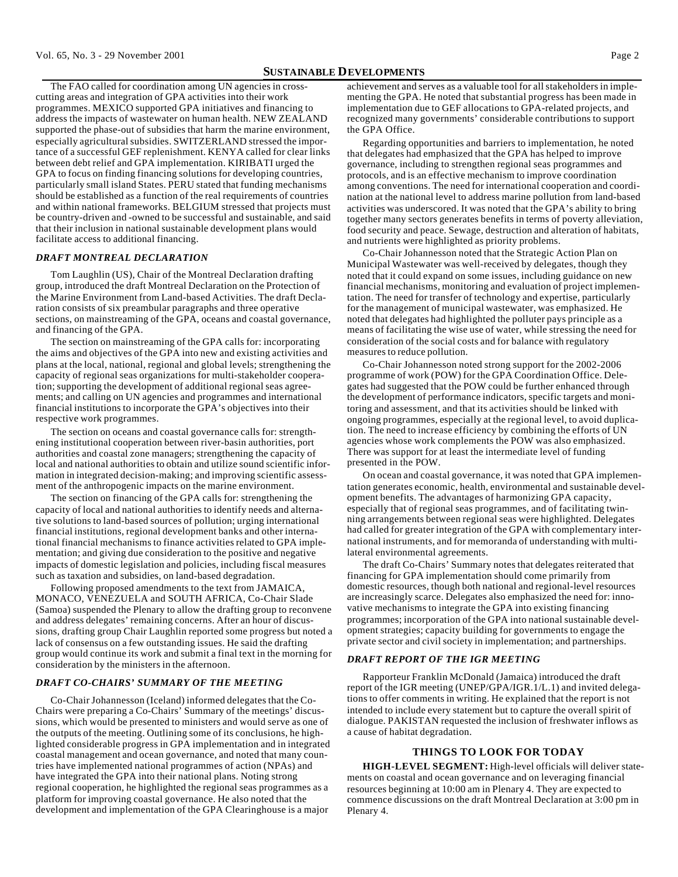The FAO called for coordination among UN agencies in cross-cutting areas and integration of GPA activities into their work programmes. MEXICO supported GPA initiatives and financing to address the impacts of wastewater on human health. NEW ZEALAND supported the phase-out of subsidies that harm the marine environment, especially agricultural subsidies. SWITZERLAND stressed the importance of a successful GEF replenishment. KENYA called for clear links between debt relief and GPA implementation. KIRIBATI urged the GPA to focus on finding financing solutions for developing countries, particularly small island States. PERU stated that funding mechanisms should be established as a function of the real requirements of countries and within national frameworks. BELGIUM stressed that projects must be country-driven and -owned to be successful and sustainable, and said that their inclusion in national sustainable development plans would facilitate access to additional financing.

### *DRAFT MONTREAL DECLARATION*

Tom Laughlin (US), Chair of the Montreal Declaration drafting group, introduced the draft Montreal Declaration on the Protection of the Marine Environment from Land-based Activities. The draft Declaration consists of six preambular paragraphs and three operative sections, on mainstreaming of the GPA, oceans and coastal governance, and financing of the GPA.

The section on mainstreaming of the GPA calls for: incorporating the aims and objectives of the GPA into new and existing activities and plans at the local, national, regional and global levels; strengthening the capacity of regional seas organizations for multi-stakeholder cooperation; supporting the development of additional regional seas agreements; and calling on UN agencies and programmes and international financial institutions to incorporate the GPA's objectives into their respective work programmes.

The section on oceans and coastal governance calls for: strengthening institutional cooperation between river-basin authorities, port authorities and coastal zone managers; strengthening the capacity of local and national authorities to obtain and utilize sound scientific information in integrated decision-making; and improving scientific assessment of the anthropogenic impacts on the marine environment.

The section on financing of the GPA calls for: strengthening the capacity of local and national authorities to identify needs and alternative solutions to land-based sources of pollution; urging international financial institutions, regional development banks and other international financial mechanisms to finance activities related to GPA implementation; and giving due consideration to the positive and negative impacts of domestic legislation and policies, including fiscal measures such as taxation and subsidies, on land-based degradation.

Following proposed amendments to the text from JAMAICA, MONACO, VENEZUELA and SOUTH AFRICA, Co-Chair Slade (Samoa) suspended the Plenary to allow the drafting group to reconvene and address delegates' remaining concerns. After an hour of discussions, drafting group Chair Laughlin reported some progress but noted a lack of consensus on a few outstanding issues. He said the drafting group would continue its work and submit a final text in the morning for consideration by the ministers in the afternoon.

### *DRAFT CO-CHAIRS' SUMMARY OF THE MEETING*

Co-Chair Johannesson (Iceland) informed delegates that the Co-Chairs were preparing a Co-Chairs' Summary of the meetings' discussions, which would be presented to ministers and would serve as one of the outputs of the meeting. Outlining some of its conclusions, he highlighted considerable progress in GPA implementation and in integrated coastal management and ocean governance, and noted that many countries have implemented national programmes of action (NPAs) and have integrated the GPA into their national plans. Noting strong regional cooperation, he highlighted the regional seas programmes as a platform for improving coastal governance. He also noted that the development and implementation of the GPA Clearinghouse is a major achievement and serves as a valuable tool for all stakeholders in implementing the GPA. He noted that substantial progress has been made in implementation due to GEF allocations to GPA-related projects, and recognized many governments' considerable contributions to support the GPA Office.

Regarding opportunities and barriers to implementation, he noted that delegates had emphasized that the GPA has helped to improve governance, including to strengthen regional seas programmes and protocols, and is an effective mechanism to improve coordination among conventions. The need for international cooperation and coordination at the national level to address marine pollution from land-based activities was underscored. It was noted that the GPA's ability to bring together many sectors generates benefits in terms of poverty alleviation, food security and peace. Sewage, destruction and alteration of habitats, and nutrients were highlighted as priority problems.

Co-Chair Johannesson noted that the Strategic Action Plan on Municipal Wastewater was well-received by delegates, though they noted that it could expand on some issues, including guidance on new financial mechanisms, monitoring and evaluation of project implementation. The need for transfer of technology and expertise, particularly for the management of municipal wastewater, was emphasized. He noted that delegates had highlighted the polluter pays principle as a means of facilitating the wise use of water, while stressing the need for consideration of the social costs and for balance with regulatory measures to reduce pollution.

Co-Chair Johannesson noted strong support for the 2002-2006 programme of work (POW) for the GPA Coordination Office. Delegates had suggested that the POW could be further enhanced through the development of performance indicators, specific targets and monitoring and assessment, and that its activities should be linked with ongoing programmes, especially at the regional level, to avoid duplication. The need to increase efficiency by combining the efforts of UN agencies whose work complements the POW was also emphasized. There was support for at least the intermediate level of funding presented in the POW.

On ocean and coastal governance, it was noted that GPA implementation generates economic, health, environmental and sustainable development benefits. The advantages of harmonizing GPA capacity, especially that of regional seas programmes, and of facilitating twinning arrangements between regional seas were highlighted. Delegates had called for greater integration of the GPA with complementary international instruments, and for memoranda of understanding with multilateral environmental agreements.

The draft Co-Chairs' Summary notes that delegates reiterated that financing for GPA implementation should come primarily from domestic resources, though both national and regional-level resources are increasingly scarce. Delegates also emphasized the need for: innovative mechanisms to integrate the GPA into existing financing programmes; incorporation of the GPA into national sustainable development strategies; capacity building for governments to engage the private sector and civil society in implementation; and partnerships.

### *DRAFT REPORT OF THE IGR MEETING*

Rapporteur Franklin McDonald (Jamaica) introduced the draft report of the IGR meeting (UNEP/GPA/IGR.1/L.1) and invited delegations to offer comments in writing. He explained that the report is not intended to include every statement but to capture the overall spirit of dialogue. PAKISTAN requested the inclusion of freshwater inflows as a cause of habitat degradation.

## THINGS TO LOOK FOR TODAY

**HIGH-LEVEL SEGMENT:** High-level officials will deliver statements on coastal and ocean governance and on leveraging financial resources beginning at 10:00 am in Plenary 4. They are expected to commence discussions on the draft Montreal Declaration at 3:00 pm in Plenary 4.